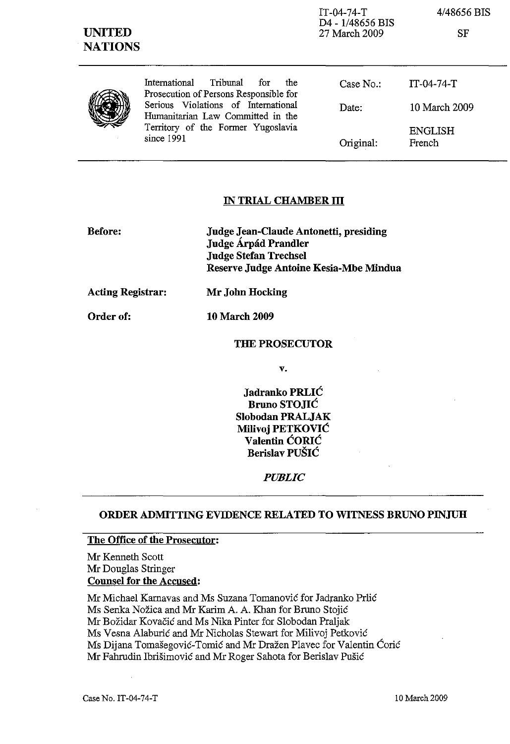IT-04-74-T
D4 - 1/48656 BIS
27 March 2009

4/48656 BIS

SF

**UNITED NATIONS**

International Tribunal for the Prosecution of Persons Responsible for Serious Violations of International Humanitarian Law Committed in the Territory of the Former Yugoslavia since 1991

| | |
|---|---|
| Case No.: | IT-04-74-T |
| Date: | 10 March 2009 |
| Original: | ENGLISH French |

## IN TRIAL CHAMBER III

**Before:** **Judge Jean-Claude Antonetti, presiding**
**Judge Árpád Prandler**
**Judge Stefan Trechsel**
**Reserve Judge Antoine Kesia-Mbe Mindua**

**Acting Registrar:** **Mr John Hocking**

**Order of:** **10 March 2009**

**THE PROSECUTOR**

**v.**

**Jadranko PRLIĆ**
**Bruno STOJIĆ**
**Slobodan PRALJAK**
**Milivoj PETKOVIĆ**
**Valentin ĆORIĆ**
**Berislav PUŠIĆ**

***PUBLIC***

## ORDER ADMITTING EVIDENCE RELATED TO WITNESS BRUNO PINJUH

**The Office of the Prosecutor:**

Mr Kenneth Scott
Mr Douglas Stringer

**Counsel for the Accused:**

Mr Michael Karnavas and Ms Suzana Tomanović for Jadranko Prlić
Ms Senka Nožica and Mr Karim A. A. Khan for Bruno Stojić
Mr Božidar Kovačić and Ms Nika Pinter for Slobodan Praljak
Ms Vesna Alaburić and Mr Nicholas Stewart for Milivoj Petković
Ms Dijana Tomašegović-Tomić and Mr Dražen Plavec for Valentin Ćorić
Mr Fahrudin Ibrišimović and Mr Roger Sahota for Berislav Pušić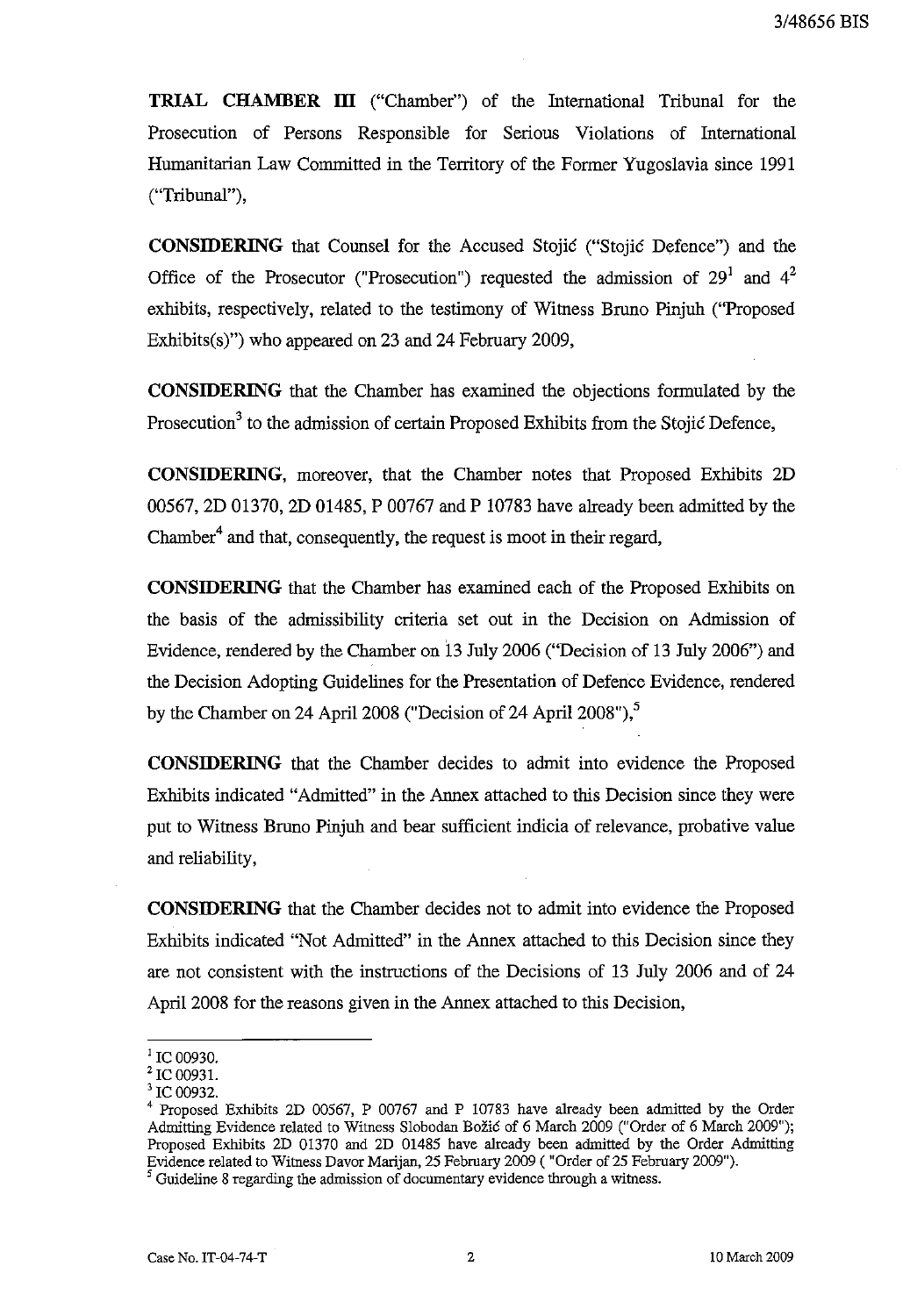**TRIAL CHAMBER III** ("Chamber") of the International Tribunal for the Prosecution of Persons Responsible for Serious Violations of International Humanitarian Law Committed in the Territory of the Former Yugoslavia since 1991 ("Tribunal"),

**CONSIDERING** that Counsel for the Accused Stojić ("Stojić Defence") and the Office of the Prosecutor ("Prosecution") requested the admission of 29[1] and 4[2] exhibits, respectively, related to the testimony of Witness Bruno Pinjuh ("Proposed Exhibits(s)") who appeared on 23 and 24 February 2009,

**CONSIDERING** that the Chamber has examined the objections formulated by the Prosecution[3] to the admission of certain Proposed Exhibits from the Stojić Defence,

**CONSIDERING**, moreover, that the Chamber notes that Proposed Exhibits 2D 00567, 2D 01370, 2D 01485, P 00767 and P 10783 have already been admitted by the Chamber[4] and that, consequently, the request is moot in their regard,

**CONSIDERING** that the Chamber has examined each of the Proposed Exhibits on the basis of the admissibility criteria set out in the Decision on Admission of Evidence, rendered by the Chamber on 13 July 2006 ("Decision of 13 July 2006") and the Decision Adopting Guidelines for the Presentation of Defence Evidence, rendered by the Chamber on 24 April 2008 ("Decision of 24 April 2008"),[5]

**CONSIDERING** that the Chamber decides to admit into evidence the Proposed Exhibits indicated "Admitted" in the Annex attached to this Decision since they were put to Witness Bruno Pinjuh and bear sufficient indicia of relevance, probative value and reliability,

**CONSIDERING** that the Chamber decides not to admit into evidence the Proposed Exhibits indicated "Not Admitted" in the Annex attached to this Decision since they are not consistent with the instructions of the Decisions of 13 July 2006 and of 24 April 2008 for the reasons given in the Annex attached to this Decision,

---

[1] IC 00930.

[2] IC 00931.

[3] IC 00932.

[4] Proposed Exhibits 2D 00567, P 00767 and P 10783 have already been admitted by the Order Admitting Evidence related to Witness Slobodan Božić of 6 March 2009 ("Order of 6 March 2009"); Proposed Exhibits 2D 01370 and 2D 01485 have already been admitted by the Order Admitting Evidence related to Witness Davor Marijan, 25 February 2009 ( "Order of 25 February 2009").

[5] Guideline 8 regarding the admission of documentary evidence through a witness.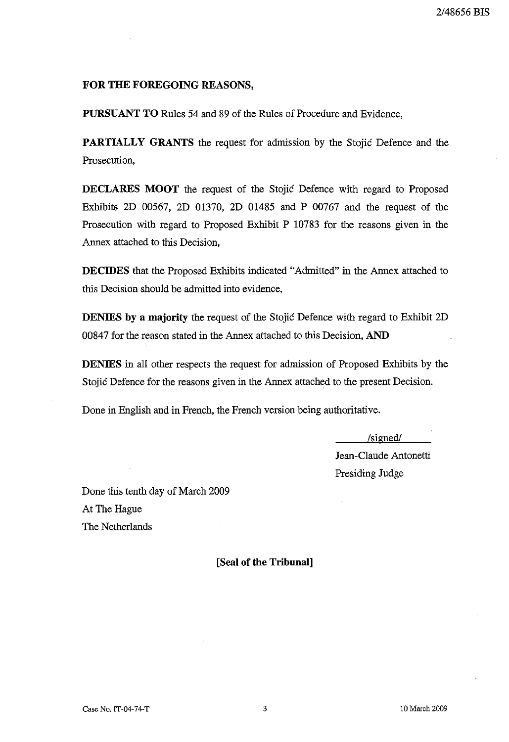**FOR THE FOREGOING REASONS,**

**PURSUANT TO** Rules 54 and 89 of the Rules of Procedure and Evidence,

**PARTIALLY GRANTS** the request for admission by the Stojić Defence and the Prosecution,

**DECLARES MOOT** the request of the Stojić Defence with regard to Proposed Exhibits 2D 00567, 2D 01370, 2D 01485 and P 00767 and the request of the Prosecution with regard to Proposed Exhibit P 10783 for the reasons given in the Annex attached to this Decision,

**DECIDES** that the Proposed Exhibits indicated "Admitted" in the Annex attached to this Decision should be admitted into evidence,

**DENIES by a majority** the request of the Stojić Defence with regard to Exhibit 2D 00847 for the reason stated in the Annex attached to this Decision, **AND**

**DENIES** in all other respects the request for admission of Proposed Exhibits by the Stojić Defence for the reasons given in the Annex attached to the present Decision.

Done in English and in French, the French version being authoritative.

/signed/

Jean-Claude Antonetti

Presiding Judge

Done this tenth day of March 2009

At The Hague

The Netherlands

**[Seal of the Tribunal]**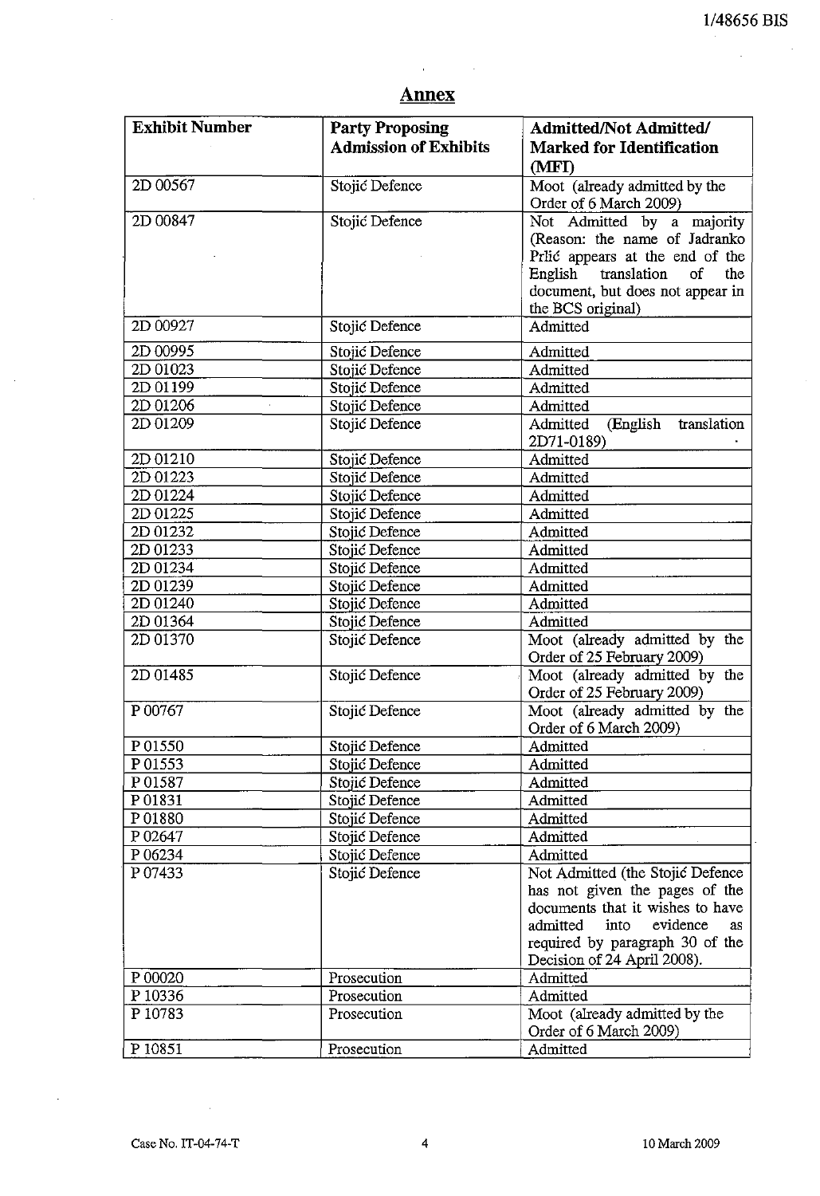# Annex

| Exhibit Number | Party Proposing Admission of Exhibits | Admitted/Not Admitted/ Marked for Identification (MFI) |
|---|---|---|
| 2D 00567 | Stojić Defence | Moot (already admitted by the Order of 6 March 2009) |
| 2D 00847 | Stojić Defence | Not Admitted by a majority (Reason: the name of Jadranko Prlić appears at the end of the English translation of the document, but does not appear in the BCS original) |
| 2D 00927 | Stojić Defence | Admitted |
| 2D 00995 | Stojić Defence | Admitted |
| 2D 01023 | Stojić Defence | Admitted |
| 2D 01199 | Stojić Defence | Admitted |
| 2D 01206 | Stojić Defence | Admitted |
| 2D 01209 | Stojić Defence | Admitted (English translation 2D71-0189) |
| 2D 01210 | Stojić Defence | Admitted |
| 2D 01223 | Stojić Defence | Admitted |
| 2D 01224 | Stojić Defence | Admitted |
| 2D 01225 | Stojić Defence | Admitted |
| 2D 01232 | Stojić Defence | Admitted |
| 2D 01233 | Stojić Defence | Admitted |
| 2D 01234 | Stojić Defence | Admitted |
| 2D 01239 | Stojić Defence | Admitted |
| 2D 01240 | Stojić Defence | Admitted |
| 2D 01364 | Stojić Defence | Admitted |
| 2D 01370 | Stojić Defence | Moot (already admitted by the Order of 25 February 2009) |
| 2D 01485 | Stojić Defence | Moot (already admitted by the Order of 25 February 2009) |
| P 00767 | Stojić Defence | Moot (already admitted by the Order of 6 March 2009) |
| P 01550 | Stojić Defence | Admitted |
| P 01553 | Stojić Defence | Admitted |
| P 01587 | Stojić Defence | Admitted |
| P 01831 | Stojić Defence | Admitted |
| P 01880 | Stojić Defence | Admitted |
| P 02647 | Stojić Defence | Admitted |
| P 06234 | Stojić Defence | Admitted |
| P 07433 | Stojić Defence | Not Admitted (the Stojić Defence has not given the pages of the documents that it wishes to have admitted into evidence as required by paragraph 30 of the Decision of 24 April 2008). |
| P 00020 | Prosecution | Admitted |
| P 10336 | Prosecution | Admitted |
| P 10783 | Prosecution | Moot (already admitted by the Order of 6 March 2009) |
| P 10851 | Prosecution | Admitted |

Case No. IT-04-74-T 4 10 March 2009